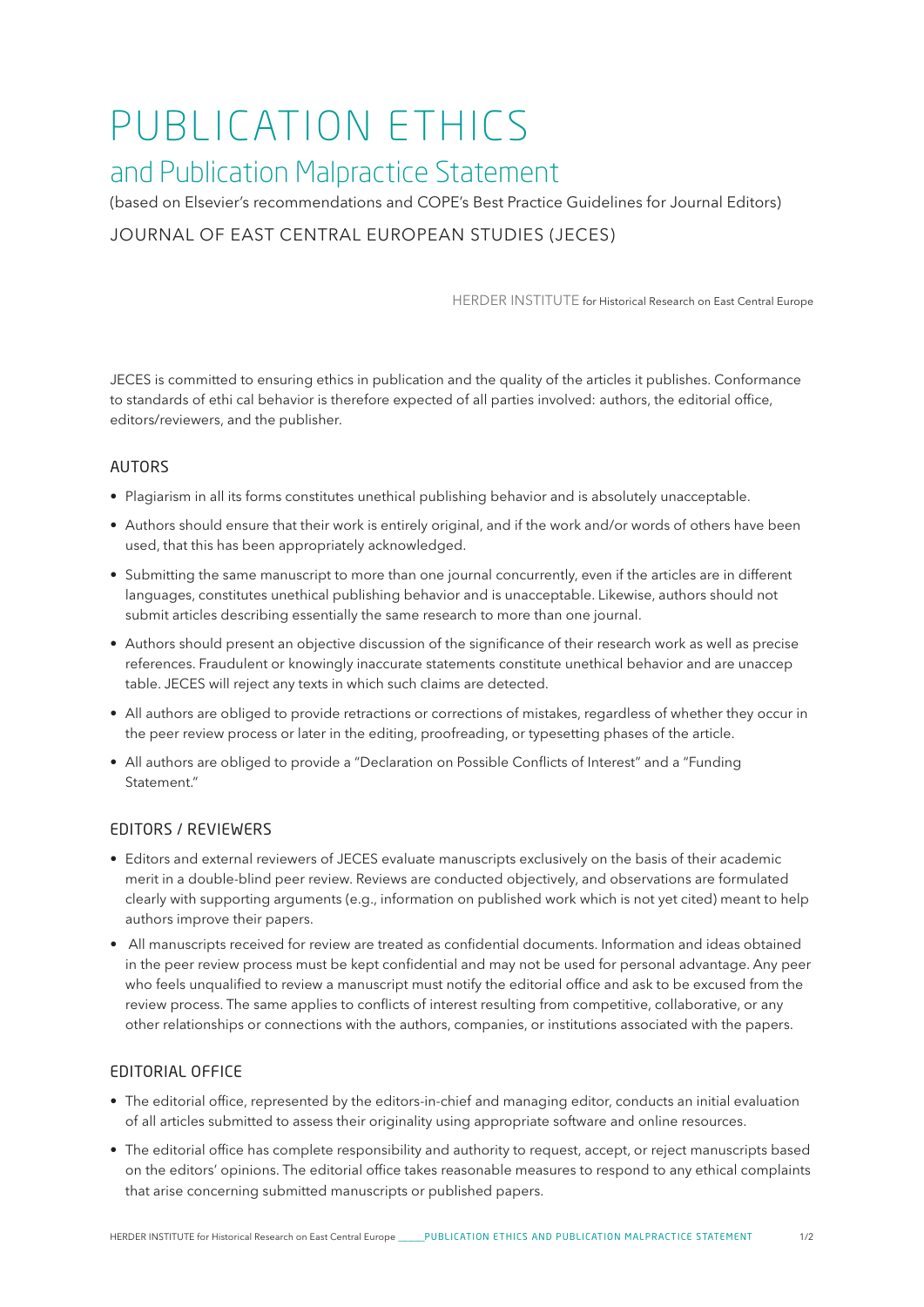# PUBLICATION ETHICS

## and Publication Malpractice Statement

(based on Elsevier's recommendations and COPE's Best Practice Guidelines for Journal Editors)

JOURNAL OF EAST CENTRAL EUROPEAN STUDIES (JECES)

HERDER INSTITUTE for Historical Research on East Central Europe

JECES is committed to ensuring ethics in publication and the quality of the articles it publishes. Conformance to standards of ethi cal behavior is therefore expected of all parties involved: authors, the editorial office, editors/reviewers, and the publisher.

### AUTORS

- Plagiarism in all its forms constitutes unethical publishing behavior and is absolutely unacceptable.
- Authors should ensure that their work is entirely original, and if the work and/or words of others have been used, that this has been appropriately acknowledged.
- Submitting the same manuscript to more than one journal concurrently, even if the articles are in different languages, constitutes unethical publishing behavior and is unacceptable. Likewise, authors should not submit articles describing essentially the same research to more than one journal.
- Authors should present an objective discussion of the significance of their research work as well as precise references. Fraudulent or knowingly inaccurate statements constitute unethical behavior and are unaccep table. JECES will reject any texts in which such claims are detected.
- All authors are obliged to provide retractions or corrections of mistakes, regardless of whether they occur in the peer review process or later in the editing, proofreading, or typesetting phases of the article.
- All authors are obliged to provide a "Declaration on Possible Conflicts of Interest" and a "Funding Statement."

### EDITORS / REVIEWERS

- Editors and external reviewers of JECES evaluate manuscripts exclusively on the basis of their academic merit in a double-blind peer review. Reviews are conducted objectively, and observations are formulated clearly with supporting arguments (e.g., information on published work which is not yet cited) meant to help authors improve their papers.
- All manuscripts received for review are treated as confidential documents. Information and ideas obtained in the peer review process must be kept confidential and may not be used for personal advantage. Any peer who feels unqualified to review a manuscript must notify the editorial office and ask to be excused from the review process. The same applies to conflicts of interest resulting from competitive, collaborative, or any other relationships or connections with the authors, companies, or institutions associated with the papers.

### EDITORIAL OFFICE

- The editorial office, represented by the editors-in-chief and managing editor, conducts an initial evaluation of all articles submitted to assess their originality using appropriate software and online resources.
- The editorial office has complete responsibility and authority to request, accept, or reject manuscripts based on the editors' opinions. The editorial office takes reasonable measures to respond to any ethical complaints that arise concerning submitted manuscripts or published papers.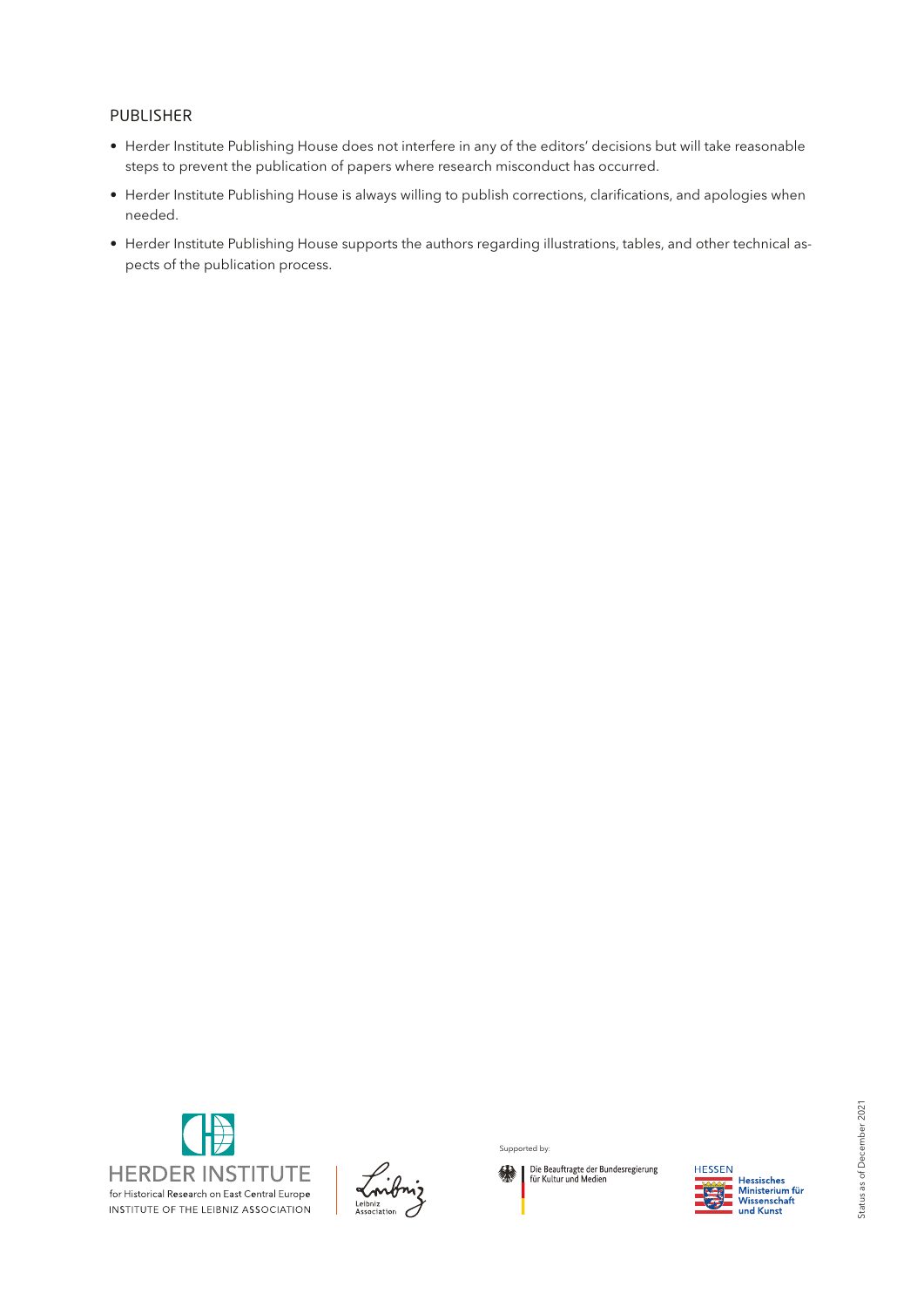## PUBLISHER

- Herder Institute Publishing House does not interfere in any of the editors' decisions but will take reasonable steps to prevent the publication of papers where research misconduct has occurred.
- Herder Institute Publishing House is always willing to publish corrections, clarifications, and apologies when needed.
- Herder Institute Publishing House supports the authors regarding illustrations, tables, and other technical aspects of the publication process.

HERDER INSTITUTE
for Historical Research on East Central Europe
INSTITUTE OF THE LEIBNIZ ASSOCIATION

Leibniz Association

Supported by:

Die Beauftragte der Bundesregierung für Kultur und Medien

HESSEN
Hessisches Ministerium für Wissenschaft und Kunst

Status as of December 2021